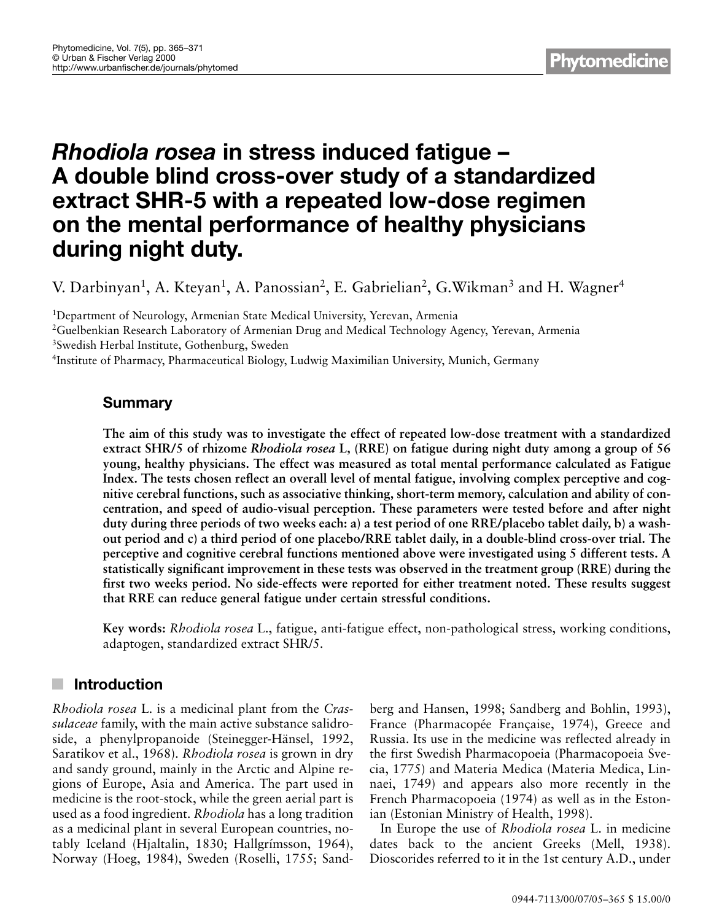# *Rhodiola rosea* in stress induced fatigue – A double blind cross-over study of a standardized extract SHR-5 with a repeated low-dose regimen on the mental performance of healthy physicians during night duty.

V. Darbinyan[1], A. Kteyan[1], A. Panossian[2], E. Gabrielian[2], G. Wikman[3] and H. Wagner[4]

[1]Department of Neurology, Armenian State Medical University, Yerevan, Armenia
[2]Guelbenkian Research Laboratory of Armenian Drug and Medical Technology Agency, Yerevan, Armenia
[3]Swedish Herbal Institute, Gothenburg, Sweden
[4]Institute of Pharmacy, Pharmaceutical Biology, Ludwig Maximilian University, Munich, Germany

## Summary

**The aim of this study was to investigate the effect of repeated low-dose treatment with a standardized extract SHR/5 of rhizome *Rhodiola rosea* L, (RRE) on fatigue during night duty among a group of 56 young, healthy physicians. The effect was measured as total mental performance calculated as Fatigue Index. The tests chosen reflect an overall level of mental fatigue, involving complex perceptive and cognitive cerebral functions, such as associative thinking, short-term memory, calculation and ability of concentration, and speed of audio-visual perception. These parameters were tested before and after night duty during three periods of two weeks each: a) a test period of one RRE/placebo tablet daily, b) a washout period and c) a third period of one placebo/RRE tablet daily, in a double-blind cross-over trial. The perceptive and cognitive cerebral functions mentioned above were investigated using 5 different tests. A statistically significant improvement in these tests was observed in the treatment group (RRE) during the first two weeks period. No side-effects were reported for either treatment noted. These results suggest that RRE can reduce general fatigue under certain stressful conditions.**

**Key words:** *Rhodiola rosea* L., fatigue, anti-fatigue effect, non-pathological stress, working conditions, adaptogen, standardized extract SHR/5.

## Introduction

*Rhodiola rosea* L. is a medicinal plant from the *Crassulaceae* family, with the main active substance salidroside, a phenylpropanoide (Steinegger-Hänsel, 1992, Saratikov et al., 1968). *Rhodiola rosea* is grown in dry and sandy ground, mainly in the Arctic and Alpine regions of Europe, Asia and America. The part used in medicine is the root-stock, while the green aerial part is used as a food ingredient. *Rhodiola* has a long tradition as a medicinal plant in several European countries, notably Iceland (Hjaltalin, 1830; Hallgrímsson, 1964), Norway (Hoeg, 1984), Sweden (Roselli, 1755; Sandberg and Hansen, 1998; Sandberg and Bohlin, 1993), France (Pharmacopée Française, 1974), Greece and Russia. Its use in the medicine was reflected already in the first Swedish Pharmacopoeia (Pharmacopoeia Svecia, 1775) and Materia Medica (Materia Medica, Linnaei, 1749) and appears also more recently in the French Pharmacopoeia (1974) as well as in the Estonian (Estonian Ministry of Health, 1998).

In Europe the use of *Rhodiola rosea* L. in medicine dates back to the ancient Greeks (Mell, 1938). Dioscorides referred to it in the 1st century A.D., under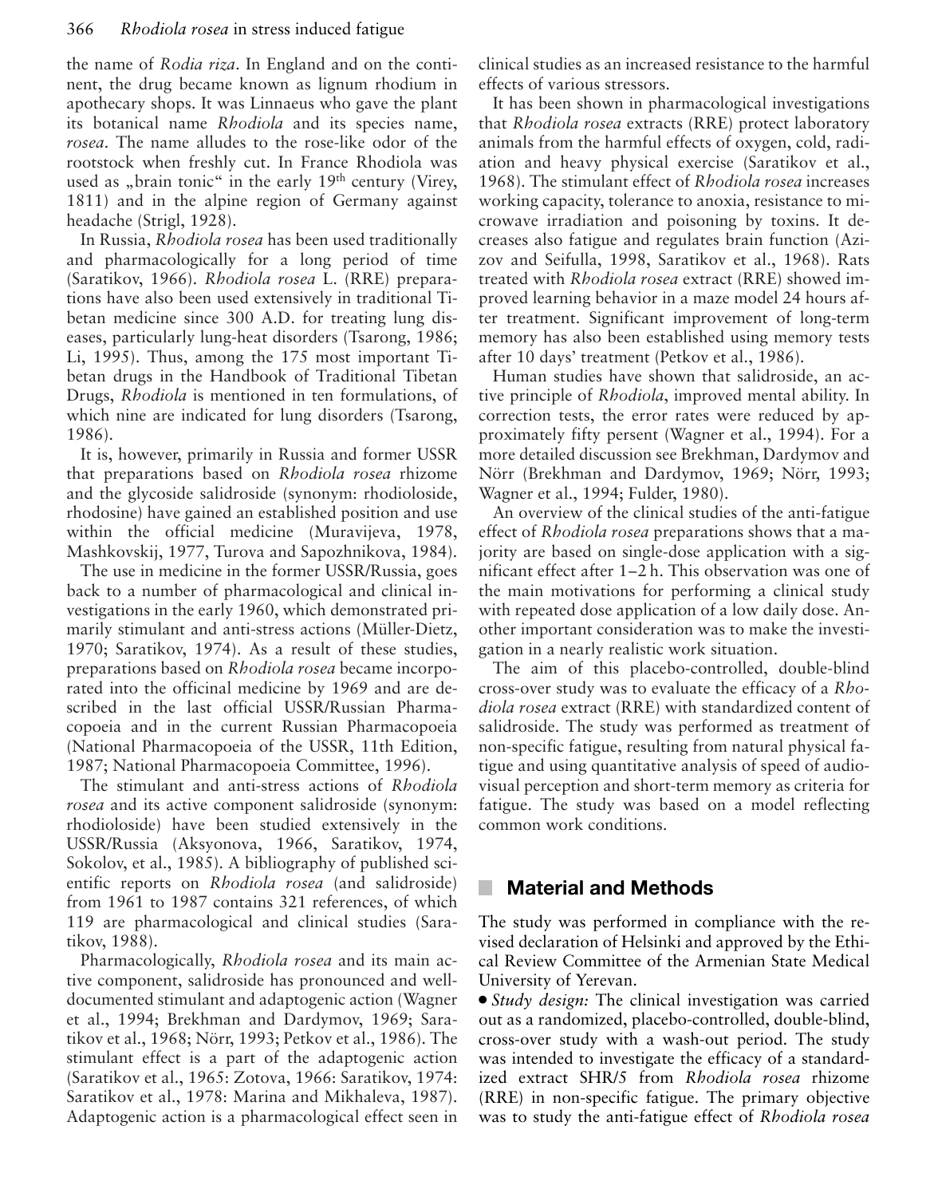the name of *Rodia riza*. In England and on the continent, the drug became known as lignum rhodium in apothecary shops. It was Linnaeus who gave the plant its botanical name *Rhodiola* and its species name, *rosea*. The name alludes to the rose-like odor of the rootstock when freshly cut. In France Rhodiola was used as „brain tonic" in the early 19th century (Virey, 1811) and in the alpine region of Germany against headache (Strigl, 1928).

In Russia, *Rhodiola rosea* has been used traditionally and pharmacologically for a long period of time (Saratikov, 1966). *Rhodiola rosea* L. (RRE) preparations have also been used extensively in traditional Tibetan medicine since 300 A.D. for treating lung diseases, particularly lung-heat disorders (Tsarong, 1986; Li, 1995). Thus, among the 175 most important Tibetan drugs in the Handbook of Traditional Tibetan Drugs, *Rhodiola* is mentioned in ten formulations, of which nine are indicated for lung disorders (Tsarong, 1986).

It is, however, primarily in Russia and former USSR that preparations based on *Rhodiola rosea* rhizome and the glycoside salidroside (synonym: rhodioloside, rhodosine) have gained an established position and use within the official medicine (Muravijeva, 1978, Mashkovskij, 1977, Turova and Sapozhnikova, 1984).

The use in medicine in the former USSR/Russia, goes back to a number of pharmacological and clinical investigations in the early 1960, which demonstrated primarily stimulant and anti-stress actions (Müller-Dietz, 1970; Saratikov, 1974). As a result of these studies, preparations based on *Rhodiola rosea* became incorporated into the officinal medicine by 1969 and are described in the last official USSR/Russian Pharmacopoeia and in the current Russian Pharmacopoeia (National Pharmacopoeia of the USSR, 11th Edition, 1987; National Pharmacopoeia Committee, 1996).

The stimulant and anti-stress actions of *Rhodiola rosea* and its active component salidroside (synonym: rhodioloside) have been studied extensively in the USSR/Russia (Aksyonova, 1966, Saratikov, 1974, Sokolov, et al., 1985). A bibliography of published scientific reports on *Rhodiola rosea* (and salidroside) from 1961 to 1987 contains 321 references, of which 119 are pharmacological and clinical studies (Saratikov, 1988).

Pharmacologically, *Rhodiola rosea* and its main active component, salidroside has pronounced and well-documented stimulant and adaptogenic action (Wagner et al., 1994; Brekhman and Dardymov, 1969; Saratikov et al., 1968; Nörr, 1993; Petkov et al., 1986). The stimulant effect is a part of the adaptogenic action (Saratikov et al., 1965: Zotova, 1966: Saratikov, 1974: Saratikov et al., 1978: Marina and Mikhaleva, 1987). Adaptogenic action is a pharmacological effect seen in clinical studies as an increased resistance to the harmful effects of various stressors.

It has been shown in pharmacological investigations that *Rhodiola rosea* extracts (RRE) protect laboratory animals from the harmful effects of oxygen, cold, radiation and heavy physical exercise (Saratikov et al., 1968). The stimulant effect of *Rhodiola rosea* increases working capacity, tolerance to anoxia, resistance to microwave irradiation and poisoning by toxins. It decreases also fatigue and regulates brain function (Azizov and Seifulla, 1998, Saratikov et al., 1968). Rats treated with *Rhodiola rosea* extract (RRE) showed improved learning behavior in a maze model 24 hours after treatment. Significant improvement of long-term memory has also been established using memory tests after 10 days' treatment (Petkov et al., 1986).

Human studies have shown that salidroside, an active principle of *Rhodiola*, improved mental ability. In correction tests, the error rates were reduced by approximately fifty persent (Wagner et al., 1994). For a more detailed discussion see Brekhman, Dardymov and Nörr (Brekhman and Dardymov, 1969; Nörr, 1993; Wagner et al., 1994; Fulder, 1980).

An overview of the clinical studies of the anti-fatigue effect of *Rhodiola rosea* preparations shows that a majority are based on single-dose application with a significant effect after 1–2 h. This observation was one of the main motivations for performing a clinical study with repeated dose application of a low daily dose. Another important consideration was to make the investigation in a nearly realistic work situation.

The aim of this placebo-controlled, double-blind cross-over study was to evaluate the efficacy of a *Rhodiola rosea* extract (RRE) with standardized content of salidroside. The study was performed as treatment of non-specific fatigue, resulting from natural physical fatigue and using quantitative analysis of speed of audio-visual perception and short-term memory as criteria for fatigue. The study was based on a model reflecting common work conditions.

## Material and Methods

The study was performed in compliance with the revised declaration of Helsinki and approved by the Ethical Review Committee of the Armenian State Medical University of Yerevan.

- *Study design:* The clinical investigation was carried out as a randomized, placebo-controlled, double-blind, cross-over study with a wash-out period. The study was intended to investigate the efficacy of a standardized extract SHR/5 from *Rhodiola rosea* rhizome (RRE) in non-specific fatigue. The primary objective was to study the anti-fatigue effect of *Rhodiola rosea*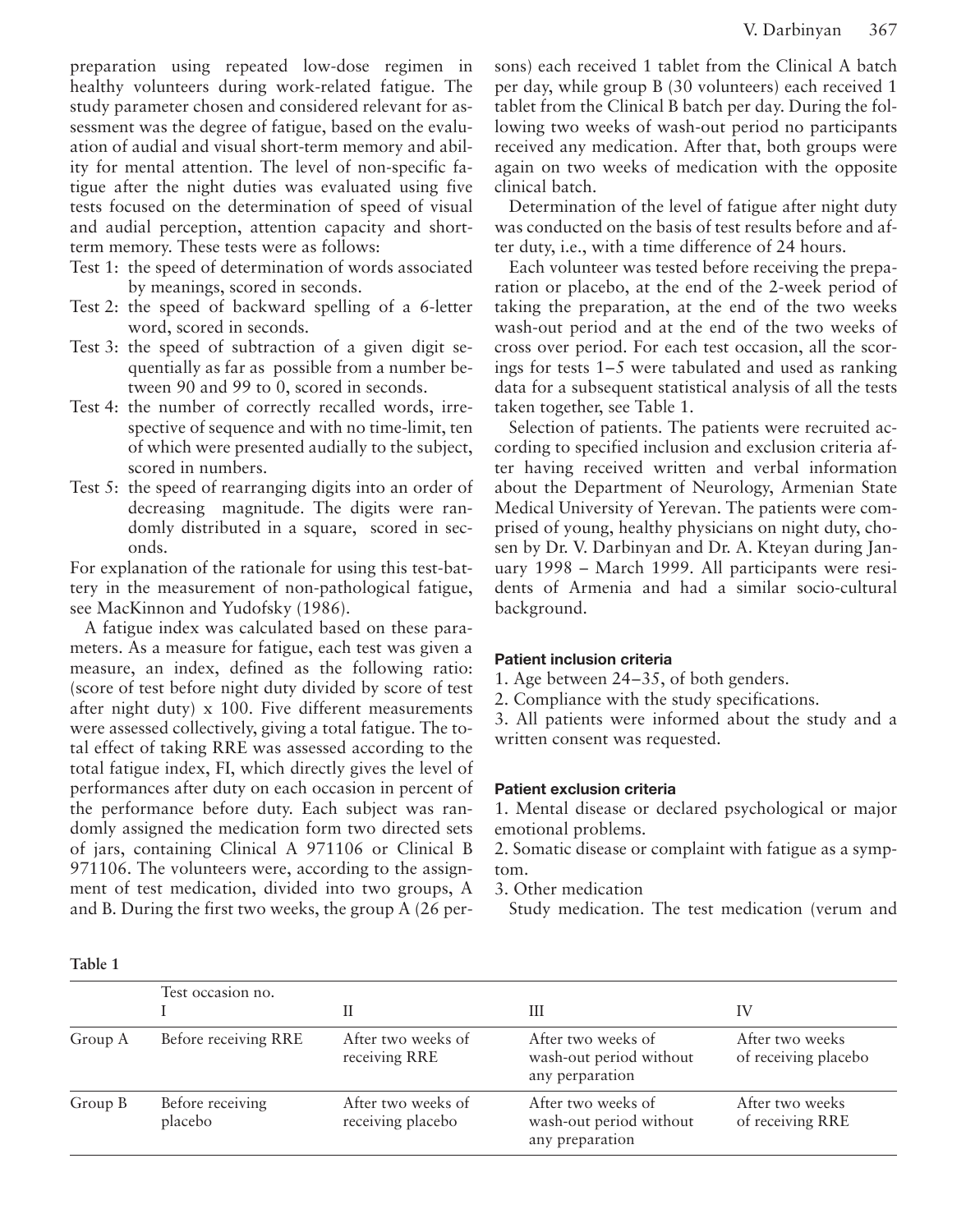preparation using repeated low-dose regimen in healthy volunteers during work-related fatigue. The study parameter chosen and considered relevant for assessment was the degree of fatigue, based on the evaluation of audial and visual short-term memory and ability for mental attention. The level of non-specific fatigue after the night duties was evaluated using five tests focused on the determination of speed of visual and audial perception, attention capacity and short-term memory. These tests were as follows:

- Test 1: the speed of determination of words associated by meanings, scored in seconds.
- Test 2: the speed of backward spelling of a 6-letter word, scored in seconds.
- Test 3: the speed of subtraction of a given digit sequentially as far as possible from a number between 90 and 99 to 0, scored in seconds.
- Test 4: the number of correctly recalled words, irrespective of sequence and with no time-limit, ten of which were presented audially to the subject, scored in numbers.
- Test 5: the speed of rearranging digits into an order of decreasing magnitude. The digits were randomly distributed in a square, scored in seconds.

For explanation of the rationale for using this test-battery in the measurement of non-pathological fatigue, see MacKinnon and Yudofsky (1986).

A fatigue index was calculated based on these parameters. As a measure for fatigue, each test was given a measure, an index, defined as the following ratio: (score of test before night duty divided by score of test after night duty) x 100. Five different measurements were assessed collectively, giving a total fatigue. The total effect of taking RRE was assessed according to the total fatigue index, FI, which directly gives the level of performances after duty on each occasion in percent of the performance before duty. Each subject was randomly assigned the medication form two directed sets of jars, containing Clinical A 971106 or Clinical B 971106. The volunteers were, according to the assignment of test medication, divided into two groups, A and B. During the first two weeks, the group A (26 persons) each received 1 tablet from the Clinical A batch per day, while group B (30 volunteers) each received 1 tablet from the Clinical B batch per day. During the following two weeks of wash-out period no participants received any medication. After that, both groups were again on two weeks of medication with the opposite clinical batch.

Determination of the level of fatigue after night duty was conducted on the basis of test results before and after duty, i.e., with a time difference of 24 hours.

Each volunteer was tested before receiving the preparation or placebo, at the end of the 2-week period of taking the preparation, at the end of the two weeks wash-out period and at the end of the two weeks of cross over period. For each test occasion, all the scorings for tests 1–5 were tabulated and used as ranking data for a subsequent statistical analysis of all the tests taken together, see Table 1.

Selection of patients. The patients were recruited according to specified inclusion and exclusion criteria after having received written and verbal information about the Department of Neurology, Armenian State Medical University of Yerevan. The patients were comprised of young, healthy physicians on night duty, chosen by Dr. V. Darbinyan and Dr. A. Kteyan during January 1998 – March 1999. All participants were residents of Armenia and had a similar socio-cultural background.

#### Patient inclusion criteria

1. Age between 24–35, of both genders.
2. Compliance with the study specifications.
3. All patients were informed about the study and a written consent was requested.

#### Patient exclusion criteria

1. Mental disease or declared psychological or major emotional problems.
2. Somatic disease or complaint with fatigue as a symptom.
3. Other medication

Study medication. The test medication (verum and

**Table 1**

| | Test occasion no. I | II | III | IV |
|---|---|---|---|---|
| Group A | Before receiving RRE | After two weeks of receiving RRE | After two weeks of wash-out period without any perparation | After two weeks of receiving placebo |
| Group B | Before receiving placebo | After two weeks of receiving placebo | After two weeks of wash-out period without any preparation | After two weeks of receiving RRE |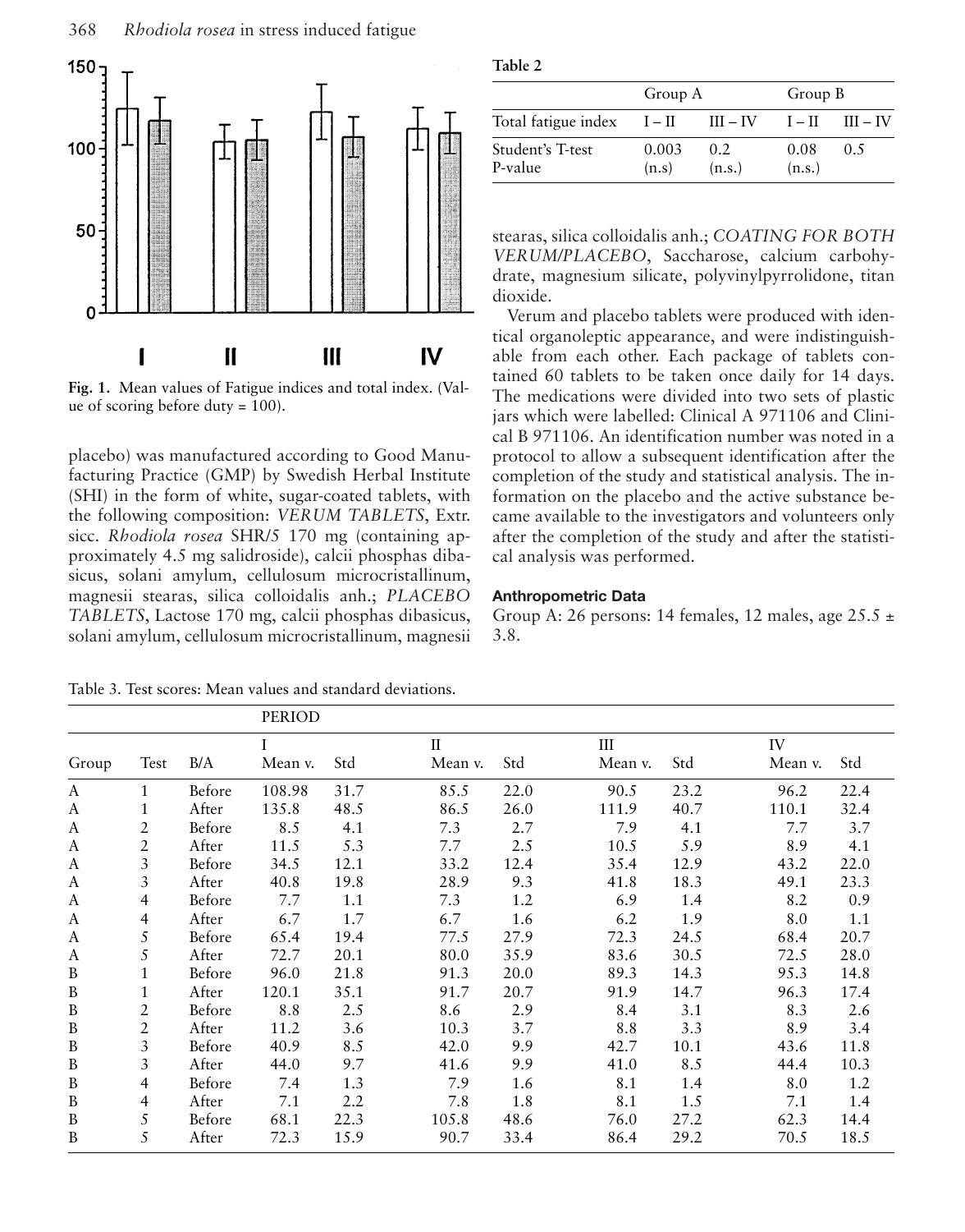Fig. 1. Mean values of Fatigue indices and total index. (Value of scoring before duty = 100).

placebo) was manufactured according to Good Manufacturing Practice (GMP) by Swedish Herbal Institute (SHI) in the form of white, sugar-coated tablets, with the following composition: *VERUM TABLETS*, Extr. sicc. *Rhodiola rosea* SHR/5 170 mg (containing approximately 4.5 mg salidroside), calcii phosphas dibasicus, solani amylum, cellulosum microcristallinum, magnesii stearas, silica colloidalis anh.; *PLACEBO TABLETS*, Lactose 170 mg, calcii phosphas dibasicus, solani amylum, cellulosum microcristallinum, magnesii stearas, silica colloidalis anh.; *COATING FOR BOTH VERUM/PLACEBO*, Saccharose, calcium carbohydrate, magnesium silicate, polyvinylpyrrolidone, titan dioxide.

**Table 2**

| | Group A | | Group B | |
|---|---|---|---|---|
| Total fatigue index | I – II | III – IV | I – II | III – IV |
| Student's T-test P-value | 0.003 (n.s) | 0.2 (n.s.) | 0.08 (n.s.) | 0.5 |

Verum and placebo tablets were produced with identical organoleptic appearance, and were indistinguishable from each other. Each package of tablets contained 60 tablets to be taken once daily for 14 days. The medications were divided into two sets of plastic jars which were labelled: Clinical A 971106 and Clinical B 971106. An identification number was noted in a protocol to allow a subsequent identification after the completion of the study and statistical analysis. The information on the placebo and the active substance became available to the investigators and volunteers only after the completion of the study and after the statistical analysis was performed.

### Anthropometric Data

Group A: 26 persons: 14 females, 12 males, age 25.5 ± 3.8.

Table 3. Test scores: Mean values and standard deviations.

| | | | PERIOD | | | | | | | |
|---|---|---|---|---|---|---|---|---|---|---|
| | | | I | | II | | III | | IV | |
| Group | Test | B/A | Mean v. | Std | Mean v. | Std | Mean v. | Std | Mean v. | Std |
| A | 1 | Before | 108.98 | 31.7 | 85.5 | 22.0 | 90.5 | 23.2 | 96.2 | 22.4 |
| A | 1 | After | 135.8 | 48.5 | 86.5 | 26.0 | 111.9 | 40.7 | 110.1 | 32.4 |
| A | 2 | Before | 8.5 | 4.1 | 7.3 | 2.7 | 7.9 | 4.1 | 7.7 | 3.7 |
| A | 2 | After | 11.5 | 5.3 | 7.7 | 2.5 | 10.5 | 5.9 | 8.9 | 4.1 |
| A | 3 | Before | 34.5 | 12.1 | 33.2 | 12.4 | 35.4 | 12.9 | 43.2 | 22.0 |
| A | 3 | After | 40.8 | 19.8 | 28.9 | 9.3 | 41.8 | 18.3 | 49.1 | 23.3 |
| A | 4 | Before | 7.7 | 1.1 | 7.3 | 1.2 | 6.9 | 1.4 | 8.2 | 0.9 |
| A | 4 | After | 6.7 | 1.7 | 6.7 | 1.6 | 6.2 | 1.9 | 8.0 | 1.1 |
| A | 5 | Before | 65.4 | 19.4 | 77.5 | 27.9 | 72.3 | 24.5 | 68.4 | 20.7 |
| A | 5 | After | 72.7 | 20.1 | 80.0 | 35.9 | 83.6 | 30.5 | 72.5 | 28.0 |
| B | 1 | Before | 96.0 | 21.8 | 91.3 | 20.0 | 89.3 | 14.3 | 95.3 | 14.8 |
| B | 1 | After | 120.1 | 35.1 | 91.7 | 20.7 | 91.9 | 14.7 | 96.3 | 17.4 |
| B | 2 | Before | 8.8 | 2.5 | 8.6 | 2.9 | 8.4 | 3.1 | 8.3 | 2.6 |
| B | 2 | After | 11.2 | 3.6 | 10.3 | 3.7 | 8.8 | 3.3 | 8.9 | 3.4 |
| B | 3 | Before | 40.9 | 8.5 | 42.0 | 9.9 | 42.7 | 10.1 | 43.6 | 11.8 |
| B | 3 | After | 44.0 | 9.7 | 41.6 | 9.9 | 41.0 | 8.5 | 44.4 | 10.3 |
| B | 4 | Before | 7.4 | 1.3 | 7.9 | 1.6 | 8.1 | 1.4 | 8.0 | 1.2 |
| B | 4 | After | 7.1 | 2.2 | 7.8 | 1.8 | 8.1 | 1.5 | 7.1 | 1.4 |
| B | 5 | Before | 68.1 | 22.3 | 105.8 | 48.6 | 76.0 | 27.2 | 62.3 | 14.4 |
| B | 5 | After | 72.3 | 15.9 | 90.7 | 33.4 | 86.4 | 29.2 | 70.5 | 18.5 |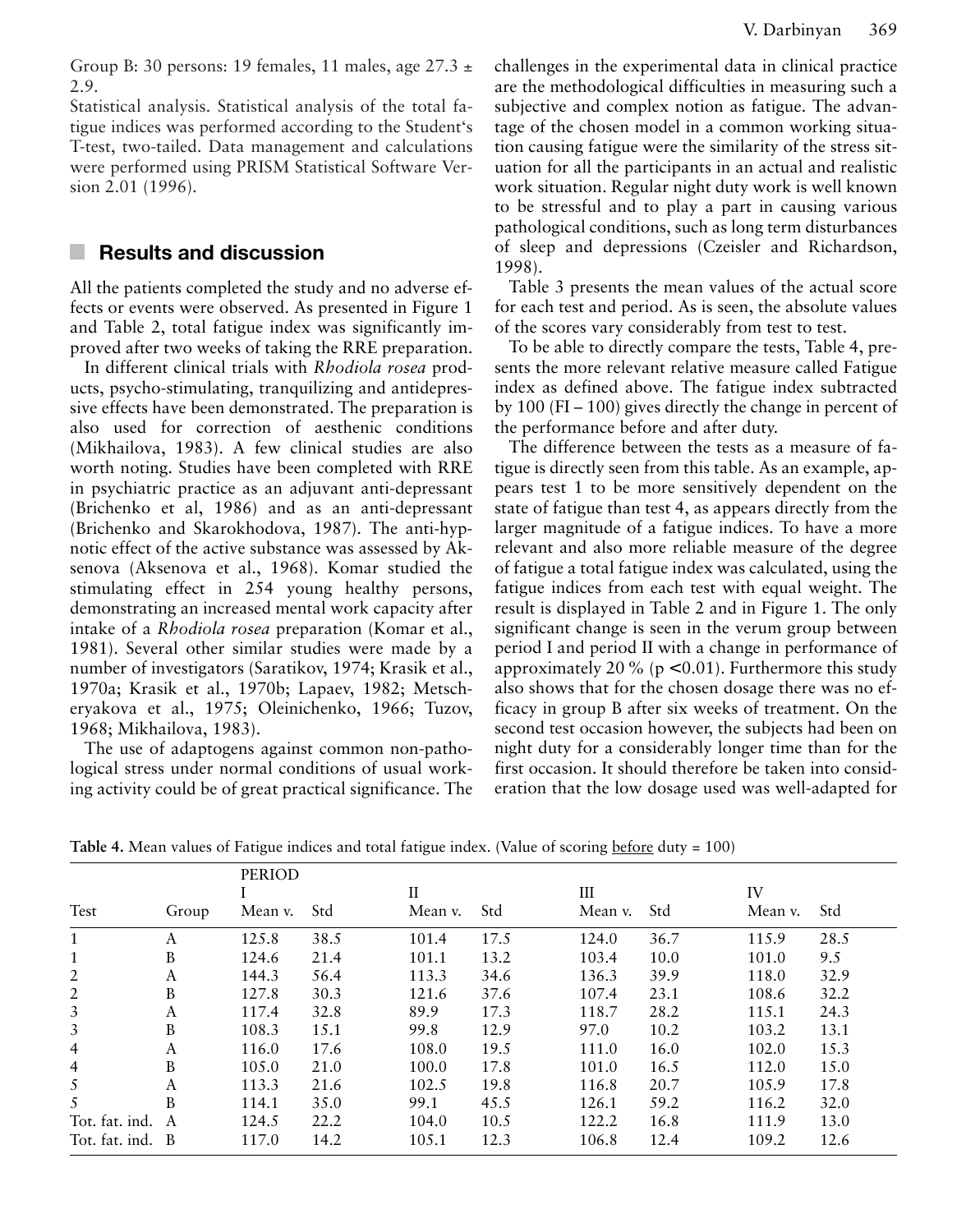Group B: 30 persons: 19 females, 11 males, age 27.3 ± 2.9.

Statistical analysis. Statistical analysis of the total fatigue indices was performed according to the Student's T-test, two-tailed. Data management and calculations were performed using PRISM Statistical Software Version 2.01 (1996).

## Results and discussion

All the patients completed the study and no adverse effects or events were observed. As presented in Figure 1 and Table 2, total fatigue index was significantly improved after two weeks of taking the RRE preparation.

In different clinical trials with *Rhodiola rosea* products, psycho-stimulating, tranquilizing and antidepressive effects have been demonstrated. The preparation is also used for correction of aesthenic conditions (Mikhailova, 1983). A few clinical studies are also worth noting. Studies have been completed with RRE in psychiatric practice as an adjuvant anti-depressant (Brichenko et al, 1986) and as an anti-depressant (Brichenko and Skarokhodova, 1987). The anti-hypnotic effect of the active substance was assessed by Aksenova (Aksenova et al., 1968). Komar studied the stimulating effect in 254 young healthy persons, demonstrating an increased mental work capacity after intake of a *Rhodiola rosea* preparation (Komar et al., 1981). Several other similar studies were made by a number of investigators (Saratikov, 1974; Krasik et al., 1970a; Krasik et al., 1970b; Lapaev, 1982; Metscheryakova et al., 1975; Oleinichenko, 1966; Tuzov, 1968; Mikhailova, 1983).

The use of adaptogens against common non-pathological stress under normal conditions of usual working activity could be of great practical significance. The challenges in the experimental data in clinical practice are the methodological difficulties in measuring such a subjective and complex notion as fatigue. The advantage of the chosen model in a common working situation causing fatigue were the similarity of the stress situation for all the participants in an actual and realistic work situation. Regular night duty work is well known to be stressful and to play a part in causing various pathological conditions, such as long term disturbances of sleep and depressions (Czeisler and Richardson, 1998).

Table 3 presents the mean values of the actual score for each test and period. As is seen, the absolute values of the scores vary considerably from test to test.

To be able to directly compare the tests, Table 4, presents the more relevant relative measure called Fatigue index as defined above. The fatigue index subtracted by 100 (FI – 100) gives directly the change in percent of the performance before and after duty.

The difference between the tests as a measure of fatigue is directly seen from this table. As an example, appears test 1 to be more sensitively dependent on the state of fatigue than test 4, as appears directly from the larger magnitude of a fatigue indices. To have a more relevant and also more reliable measure of the degree of fatigue a total fatigue index was calculated, using the fatigue indices from each test with equal weight. The result is displayed in Table 2 and in Figure 1. The only significant change is seen in the verum group between period I and period II with a change in performance of approximately 20 % ($p < 0.01$). Furthermore this study also shows that for the chosen dosage there was no efficacy in group B after six weeks of treatment. On the second test occasion however, the subjects had been on night duty for a considerably longer time than for the first occasion. It should therefore be taken into consideration that the low dosage used was well-adapted for

**Table 4.** Mean values of Fatigue indices and total fatigue index. (Value of scoring before duty = 100)

| Test | Group | PERIOD I Mean v. | Std | II Mean v. | Std | III Mean v. | Std | IV Mean v. | Std |
|---|---|---|---|---|---|---|---|---|---|
| 1 | A | 125.8 | 38.5 | 101.4 | 17.5 | 124.0 | 36.7 | 115.9 | 28.5 |
| 1 | B | 124.6 | 21.4 | 101.1 | 13.2 | 103.4 | 10.0 | 101.0 | 9.5 |
| 2 | A | 144.3 | 56.4 | 113.3 | 34.6 | 136.3 | 39.9 | 118.0 | 32.9 |
| 2 | B | 127.8 | 30.3 | 121.6 | 37.6 | 107.4 | 23.1 | 108.6 | 32.2 |
| 3 | A | 117.4 | 32.8 | 89.9 | 17.3 | 118.7 | 28.2 | 115.1 | 24.3 |
| 3 | B | 108.3 | 15.1 | 99.8 | 12.9 | 97.0 | 10.2 | 103.2 | 13.1 |
| 4 | A | 116.0 | 17.6 | 108.0 | 19.5 | 111.0 | 16.0 | 102.0 | 15.3 |
| 4 | B | 105.0 | 21.0 | 100.0 | 17.8 | 101.0 | 16.5 | 112.0 | 15.0 |
| 5 | A | 113.3 | 21.6 | 102.5 | 19.8 | 116.8 | 20.7 | 105.9 | 17.8 |
| 5 | B | 114.1 | 35.0 | 99.1 | 45.5 | 126.1 | 59.2 | 116.2 | 32.0 |
| Tot. fat. ind. | A | 124.5 | 22.2 | 104.0 | 10.5 | 122.2 | 16.8 | 111.9 | 13.0 |
| Tot. fat. ind. | B | 117.0 | 14.2 | 105.1 | 12.3 | 106.8 | 12.4 | 109.2 | 12.6 |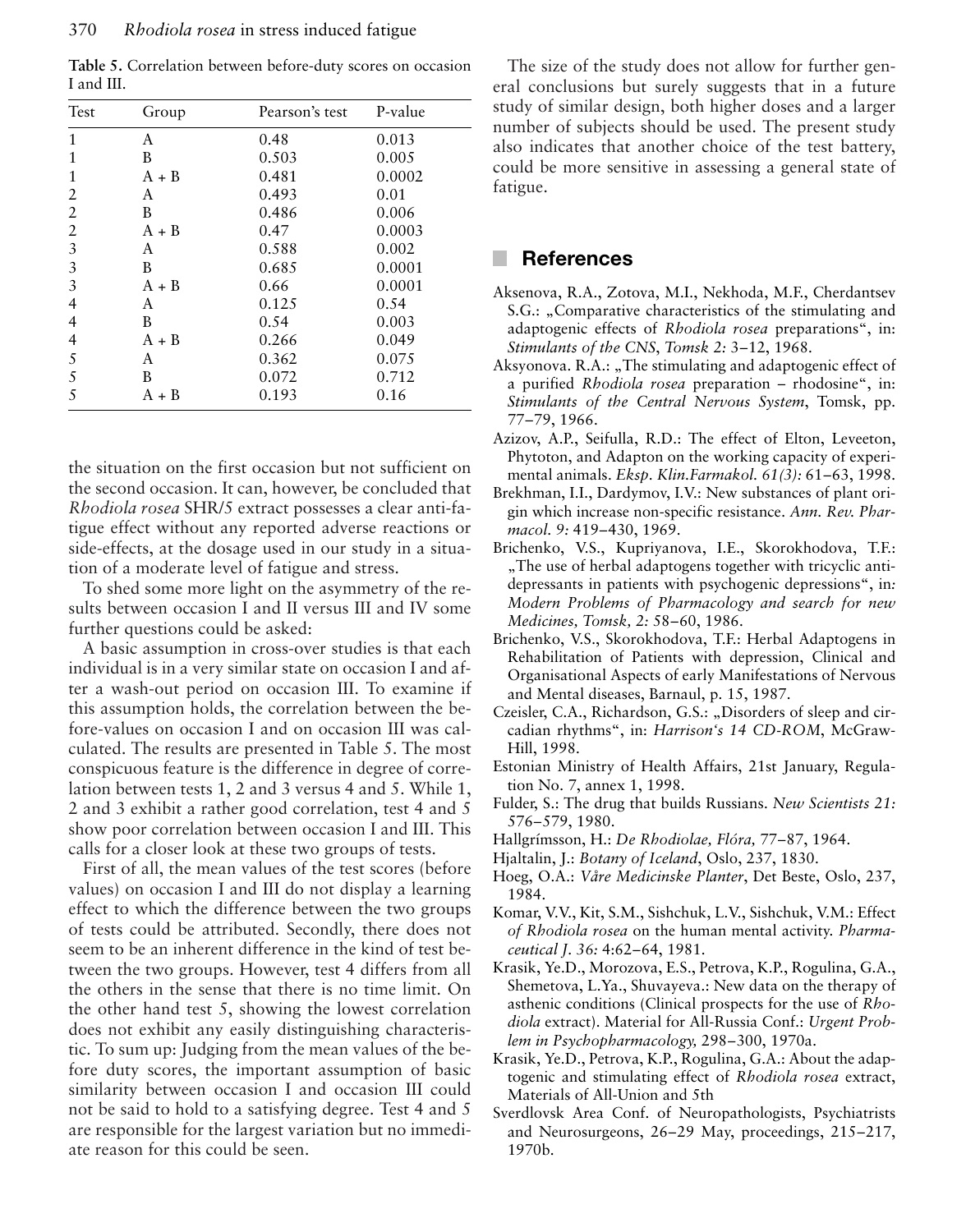**Table 5.** Correlation between before-duty scores on occasion I and III.

| Test | Group | Pearson's test | P-value |
|---|---|---|---|
| 1 | A | 0.48 | 0.013 |
| 1 | B | 0.503 | 0.005 |
| 1 | A + B | 0.481 | 0.0002 |
| 2 | A | 0.493 | 0.01 |
| 2 | B | 0.486 | 0.006 |
| 2 | A + B | 0.47 | 0.0003 |
| 3 | A | 0.588 | 0.002 |
| 3 | B | 0.685 | 0.0001 |
| 3 | A + B | 0.66 | 0.0001 |
| 4 | A | 0.125 | 0.54 |
| 4 | B | 0.54 | 0.003 |
| 4 | A + B | 0.266 | 0.049 |
| 5 | A | 0.362 | 0.075 |
| 5 | B | 0.072 | 0.712 |
| 5 | A + B | 0.193 | 0.16 |

the situation on the first occasion but not sufficient on the second occasion. It can, however, be concluded that *Rhodiola rosea* SHR/5 extract possesses a clear anti-fatigue effect without any reported adverse reactions or side-effects, at the dosage used in our study in a situation of a moderate level of fatigue and stress.

To shed some more light on the asymmetry of the results between occasion I and II versus III and IV some further questions could be asked:

A basic assumption in cross-over studies is that each individual is in a very similar state on occasion I and after a wash-out period on occasion III. To examine if this assumption holds, the correlation between the before-values on occasion I and on occasion III was calculated. The results are presented in Table 5. The most conspicuous feature is the difference in degree of correlation between tests 1, 2 and 3 versus 4 and 5. While 1, 2 and 3 exhibit a rather good correlation, test 4 and 5 show poor correlation between occasion I and III. This calls for a closer look at these two groups of tests.

First of all, the mean values of the test scores (before values) on occasion I and III do not display a learning effect to which the difference between the two groups of tests could be attributed. Secondly, there does not seem to be an inherent difference in the kind of test between the two groups. However, test 4 differs from all the others in the sense that there is no time limit. On the other hand test 5, showing the lowest correlation does not exhibit any easily distinguishing characteristic. To sum up: Judging from the mean values of the before duty scores, the important assumption of basic similarity between occasion I and occasion III could not be said to hold to a satisfying degree. Test 4 and 5 are responsible for the largest variation but no immediate reason for this could be seen.

The size of the study does not allow for further general conclusions but surely suggests that in a future study of similar design, both higher doses and a larger number of subjects should be used. The present study also indicates that another choice of the test battery, could be more sensitive in assessing a general state of fatigue.

## References

Aksenova, R.A., Zotova, M.I., Nekhoda, M.F., Cherdantsev S.G.: „Comparative characteristics of the stimulating and adaptogenic effects of *Rhodiola rosea* preparations", in: *Stimulants of the CNS*, *Tomsk 2:* 3–12, 1968.

Aksyonova. R.A.: „The stimulating and adaptogenic effect of a purified *Rhodiola rosea* preparation – rhodosine", in: *Stimulants of the Central Nervous System*, Tomsk, pp. 77–79, 1966.

Azizov, A.P., Seifulla, R.D.: The effect of Elton, Leveeton, Phytoton, and Adapton on the working capacity of experimental animals. *Eksp. Klin.Farmakol. 61(3):* 61–63, 1998.

Brekhman, I.I., Dardymov, I.V.: New substances of plant origin which increase non-specific resistance. *Ann. Rev. Pharmacol. 9:* 419–430, 1969.

Brichenko, V.S., Kupriyanova, I.E., Skorokhodova, T.F.: „The use of herbal adaptogens together with tricyclic antidepressants in patients with psychogenic depressions", in*: Modern Problems of Pharmacology and search for new Medicines, Tomsk, 2:* 58–60, 1986.

Brichenko, V.S., Skorokhodova, T.F.: Herbal Adaptogens in Rehabilitation of Patients with depression, Clinical and Organisational Aspects of early Manifestations of Nervous and Mental diseases, Barnaul, p. 15, 1987.

Czeisler, C.A., Richardson, G.S.: „Disorders of sleep and circadian rhythms", in: *Harrison's 14 CD-ROM*, McGraw-Hill, 1998.

Estonian Ministry of Health Affairs, 21st January, Regulation No. 7, annex 1, 1998.

Fulder, S.: The drug that builds Russians. *New Scientists 21:* 576–579, 1980.

Hallgrímsson, H.: *De Rhodiolae, Flóra,* 77–87, 1964.

Hjaltalin, J.: *Botany of Iceland*, Oslo, 237, 1830.

Hoeg, O.A.: *Våre Medicinske Planter*, Det Beste, Oslo, 237, 1984.

Komar, V.V., Kit, S.M., Sishchuk, L.V., Sishchuk, V.M.: Effect *of Rhodiola rosea* on the human mental activity. *Pharmaceutical J. 36:* 4:62–64, 1981.

Krasik, Ye.D., Morozova, E.S., Petrova, K.P., Rogulina, G.A., Shemetova, L.Ya., Shuvayeva.: New data on the therapy of asthenic conditions (Clinical prospects for the use of *Rhodiola* extract). Material for All-Russia Conf.: *Urgent Problem in Psychopharmacology,* 298–300, 1970a.

Krasik, Ye.D., Petrova, K.P., Rogulina, G.A.: About the adaptogenic and stimulating effect of *Rhodiola rosea* extract, Materials of All-Union and 5th Sverdlovsk Area Conf. of Neuropathologists, Psychiatrists and Neurosurgeons, 26–29 May, proceedings, 215–217, 1970b.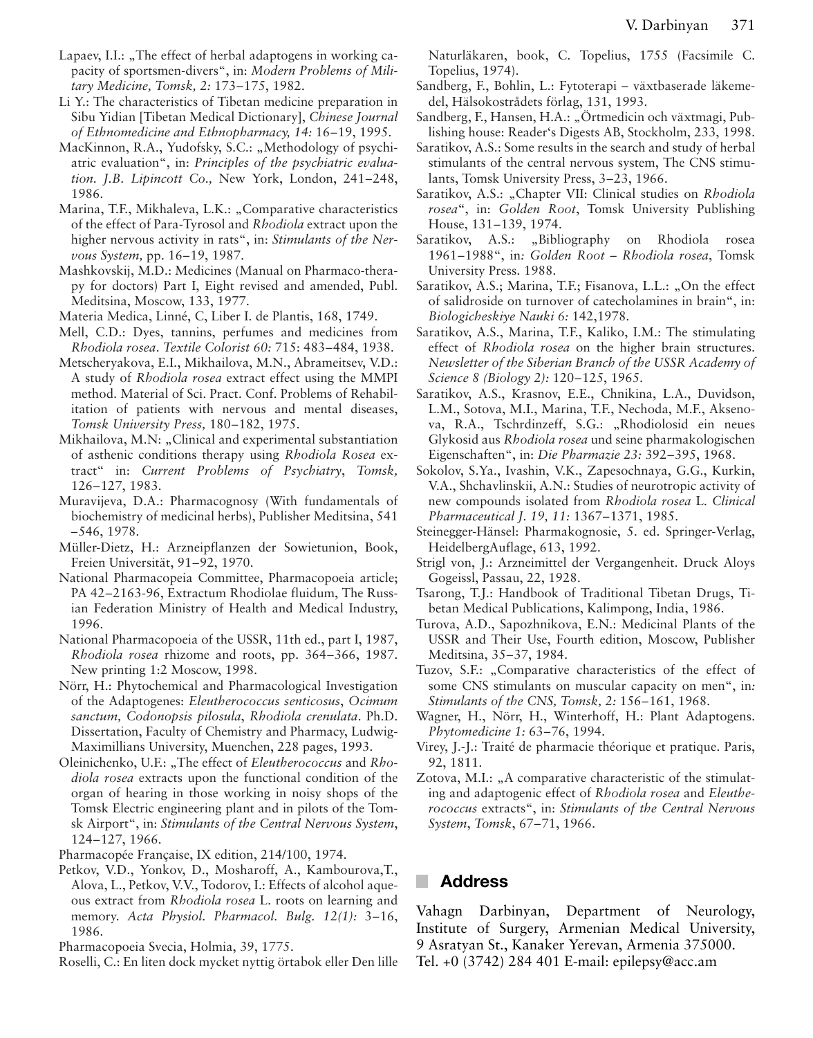Lapaev, I.I.: „The effect of herbal adaptogens in working capacity of sportsmen-divers“, in: *Modern Problems of Military Medicine, Tomsk, 2:* 173–175, 1982.

Li Y.: The characteristics of Tibetan medicine preparation in Sibu Yidian [Tibetan Medical Dictionary], *Chinese Journal of Ethnomedicine and Ethnopharmacy, 14:* 16–19, 1995.

MacKinnon, R.A., Yudofsky, S.C.: „Methodology of psychiatric evaluation“, in: *Principles of the psychiatric evaluation. J.B. Lipincott Co.,* New York, London, 241–248, 1986.

Marina, T.F., Mikhaleva, L.K.: „Comparative characteristics of the effect of Para-Tyrosol and *Rhodiola* extract upon the higher nervous activity in rats“, in: *Stimulants of the Nervous System,* pp. 16–19, 1987.

Mashkovskij, M.D.: Medicines (Manual on Pharmaco-therapy for doctors) Part I, Eight revised and amended, Publ. Meditsina, Moscow, 133, 1977.

Materia Medica, Linné, C, Liber I. de Plantis, 168, 1749.

Mell, C.D.: Dyes, tannins, perfumes and medicines from *Rhodiola rosea*. *Textile Colorist 60:* 715: 483–484, 1938.

Metscheryakova, E.I., Mikhailova, M.N., Abrameitsev, V.D.: A study of *Rhodiola rosea* extract effect using the MMPI method. Material of Sci. Pract. Conf. Problems of Rehabilitation of patients with nervous and mental diseases, *Tomsk University Press,* 180–182, 1975.

Mikhailova, M.N: „Clinical and experimental substantiation of asthenic conditions therapy using *Rhodiola Rosea* extract“ in: *Current Problems of Psychiatry*, *Tomsk,* 126–127, 1983.

Muravijeva, D.A.: Pharmacognosy (With fundamentals of biochemistry of medicinal herbs), Publisher Meditsina, 541–546, 1978.

Müller-Dietz, H.: Arzneipflanzen der Sowietunion, Book, Freien Universität, 91–92, 1970.

National Pharmacopeia Committee, Pharmacopoeia article; PA 42–2163-96, Extractum Rhodiolae fluidum, The Russian Federation Ministry of Health and Medical Industry, 1996.

National Pharmacopoeia of the USSR, 11th ed., part I, 1987, *Rhodiola rosea* rhizome and roots, pp. 364–366, 1987. New printing 1:2 Moscow, 1998.

Nörr, H.: Phytochemical and Pharmacological Investigation of the Adaptogenes: *Eleutherococcus senticosus*, *Ocimum sanctum, Codonopsis pilosula*, *Rhodiola crenulata*. Ph.D. Dissertation, Faculty of Chemistry and Pharmacy, Ludwig-Maximillians University, Muenchen, 228 pages, 1993.

Oleinichenko, U.F.: „The effect of *Eleutherococcus* and *Rhodiola rosea* extracts upon the functional condition of the organ of hearing in those working in noisy shops of the Tomsk Electric engineering plant and in pilots of the Tomsk Airport“, in: *Stimulants of the Central Nervous System*, 124–127, 1966.

Pharmacopée Française, IX edition, 214/100, 1974.

Petkov, V.D., Yonkov, D., Mosharoff, A., Kambourova,T., Alova, L., Petkov, V.V., Todorov, I.: Effects of alcohol aqueous extract from *Rhodiola rosea* L. roots on learning and memory. *Acta Physiol. Pharmacol. Bulg. 12(1):* 3–16, 1986.

Pharmacopoeia Svecia, Holmia, 39, 1775.

Roselli, C.: En liten dock mycket nyttig örtabok eller Den lille Naturläkaren, book, C. Topelius, 1755 (Facsimile C. Topelius, 1974).

Sandberg, F., Bohlin, L.: Fytoterapi – växtbaserade läkemedel, Hälsokostrådets förlag, 131, 1993.

Sandberg, F., Hansen, H.A.: „Örtmedicin och växtmagi, Publishing house: Reader's Digests AB, Stockholm, 233, 1998.

Saratikov, A.S.: Some results in the search and study of herbal stimulants of the central nervous system, The CNS stimulants, Tomsk University Press, 3–23, 1966.

Saratikov, A.S.: „Chapter VII: Clinical studies on *Rhodiola rosea*“, in: *Golden Root*, Tomsk University Publishing House, 131–139, 1974.

Saratikov, A.S.: „Bibliography on Rhodiola rosea 1961–1988“, in*: Golden Root – Rhodiola rosea*, Tomsk University Press. 1988.

Saratikov, A.S.; Marina, T.F.; Fisanova, L.L.: „On the effect of salidroside on turnover of catecholamines in brain“, in: *Biologicheskiye Nauki 6:* 142,1978.

Saratikov, A.S., Marina, T.F., Kaliko, I.M.: The stimulating effect of *Rhodiola rosea* on the higher brain structures. *Newsletter of the Siberian Branch of the USSR Academy of Science 8 (Biology 2):* 120–125, 1965.

Saratikov, A.S., Krasnov, E.E., Chnikina, L.A., Duvidson, L.M., Sotova, M.I., Marina, T.F., Nechoda, M.F., Aksenova, R.A., Tschrdinzeff, S.G.: „Rhodiolosid ein neues Glykosid aus *Rhodiola rosea* und seine pharmakologischen Eigenschaften“, in: *Die Pharmazie 23:* 392–395, 1968.

Sokolov, S.Ya., Ivashin, V.K., Zapesochnaya, G.G., Kurkin, V.A., Shchavlinskii, A.N.: Studies of neurotropic activity of new compounds isolated from *Rhodiola rosea* L. *Clinical Pharmaceutical J. 19, 11:* 1367–1371, 1985.

Steinegger-Hänsel: Pharmakognosie, 5. ed. Springer-Verlag, HeidelbergAuflage, 613, 1992.

Strigl von, J.: Arzneimittel der Vergangenheit. Druck Aloys Gogeissl, Passau, 22, 1928.

Tsarong, T.J.: Handbook of Traditional Tibetan Drugs, Tibetan Medical Publications, Kalimpong, India, 1986.

Turova, A.D., Sapozhnikova, E.N.: Medicinal Plants of the USSR and Their Use, Fourth edition, Moscow, Publisher Meditsina, 35–37, 1984.

Tuzov, S.F.: „Comparative characteristics of the effect of some CNS stimulants on muscular capacity on men“, in*: Stimulants of the CNS, Tomsk, 2:* 156–161, 1968.

Wagner, H., Nörr, H., Winterhoff, H.: Plant Adaptogens. *Phytomedicine 1:* 63–76, 1994.

Virey, J.-J.: Traité de pharmacie théorique et pratique. Paris, 92, 1811.

Zotova, M.I.: „A comparative characteristic of the stimulating and adaptogenic effect of *Rhodiola rosea* and *Eleutherococcus* extracts“, in: *Stimulants of the Central Nervous System*, *Tomsk*, 67–71, 1966.

## Address

Vahagn Darbinyan, Department of Neurology, Institute of Surgery, Armenian Medical University, 9 Asratyan St., Kanaker Yerevan, Armenia 375000.
Tel. +0 (3742) 284 401 E-mail: epilepsy@acc.am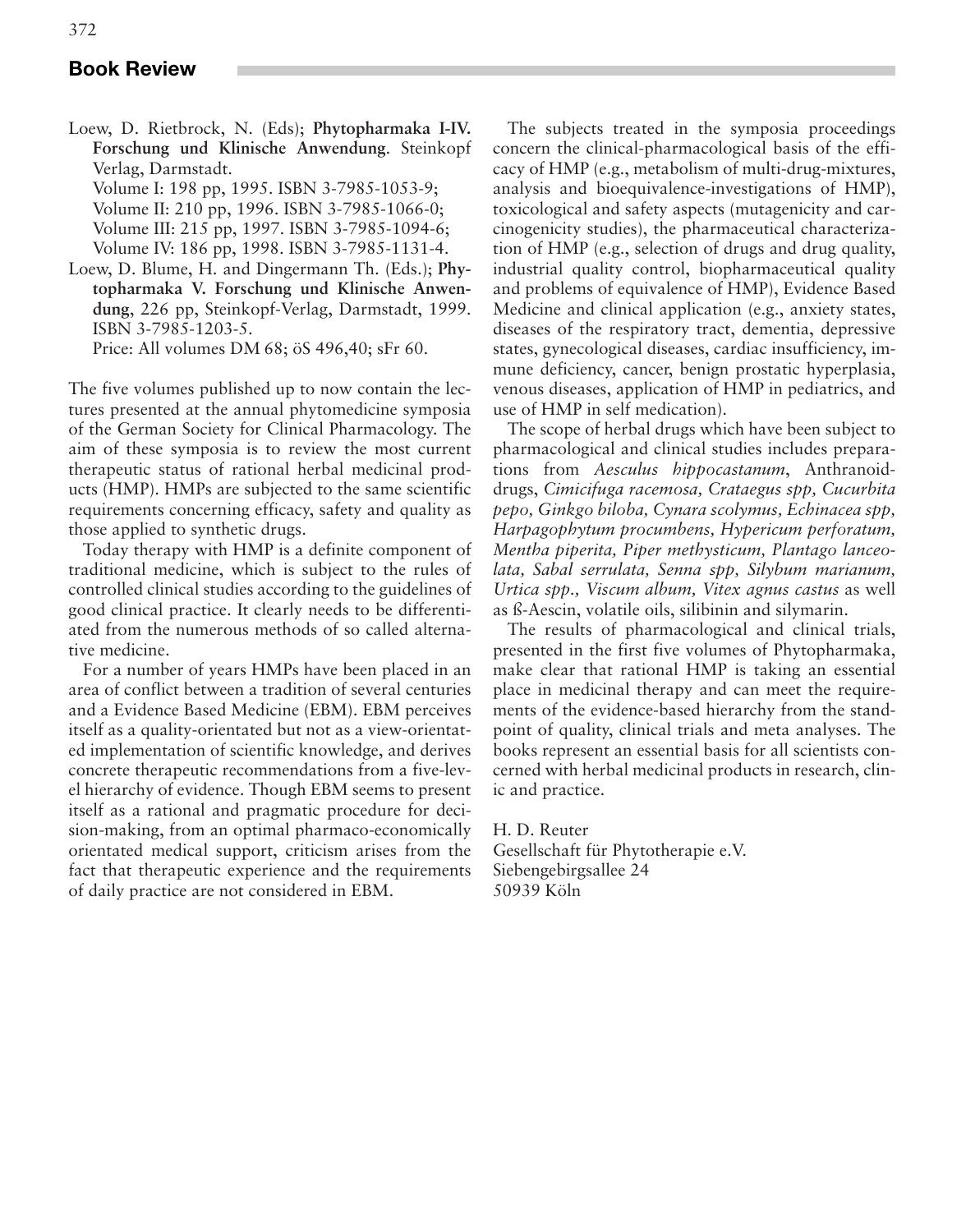## Book Review

Loew, D. Rietbrock, N. (Eds); **Phytopharmaka I-IV. Forschung und Klinische Anwendung**. Steinkopf Verlag, Darmstadt.
Volume I: 198 pp, 1995. ISBN 3-7985-1053-9;
Volume II: 210 pp, 1996. ISBN 3-7985-1066-0;
Volume III: 215 pp, 1997. ISBN 3-7985-1094-6;
Volume IV: 186 pp, 1998. ISBN 3-7985-1131-4.

Loew, D. Blume, H. and Dingermann Th. (Eds.); **Phytopharmaka V. Forschung und Klinische Anwendung**, 226 pp, Steinkopf-Verlag, Darmstadt, 1999. ISBN 3-7985-1203-5.
Price: All volumes DM 68; öS 496,40; sFr 60.

The five volumes published up to now contain the lectures presented at the annual phytomedicine symposia of the German Society for Clinical Pharmacology. The aim of these symposia is to review the most current therapeutic status of rational herbal medicinal products (HMP). HMPs are subjected to the same scientific requirements concerning efficacy, safety and quality as those applied to synthetic drugs.

Today therapy with HMP is a definite component of traditional medicine, which is subject to the rules of controlled clinical studies according to the guidelines of good clinical practice. It clearly needs to be differentiated from the numerous methods of so called alternative medicine.

For a number of years HMPs have been placed in an area of conflict between a tradition of several centuries and a Evidence Based Medicine (EBM). EBM perceives itself as a quality-orientated but not as a view-orientated implementation of scientific knowledge, and derives concrete therapeutic recommendations from a five-level hierarchy of evidence. Though EBM seems to present itself as a rational and pragmatic procedure for decision-making, from an optimal pharmaco-economically orientated medical support, criticism arises from the fact that therapeutic experience and the requirements of daily practice are not considered in EBM.

The subjects treated in the symposia proceedings concern the clinical-pharmacological basis of the efficacy of HMP (e.g., metabolism of multi-drug-mixtures, analysis and bioequivalence-investigations of HMP), toxicological and safety aspects (mutagenicity and carcinogenicity studies), the pharmaceutical characterization of HMP (e.g., selection of drugs and drug quality, industrial quality control, biopharmaceutical quality and problems of equivalence of HMP), Evidence Based Medicine and clinical application (e.g., anxiety states, diseases of the respiratory tract, dementia, depressive states, gynecological diseases, cardiac insufficiency, immune deficiency, cancer, benign prostatic hyperplasia, venous diseases, application of HMP in pediatrics, and use of HMP in self medication).

The scope of herbal drugs which have been subject to pharmacological and clinical studies includes preparations from *Aesculus hippocastanum*, Anthranoid-drugs, *Cimicifuga racemosa, Crataegus spp, Cucurbita pepo, Ginkgo biloba, Cynara scolymus, Echinacea spp, Harpagophytum procumbens, Hypericum perforatum, Mentha piperita, Piper methysticum, Plantago lanceolata, Sabal serrulata, Senna spp, Silybum marianum, Urtica spp., Viscum album, Vitex agnus castus* as well as ß-Aescin, volatile oils, silibinin and silymarin.

The results of pharmacological and clinical trials, presented in the first five volumes of Phytopharmaka, make clear that rational HMP is taking an essential place in medicinal therapy and can meet the requirements of the evidence-based hierarchy from the standpoint of quality, clinical trials and meta analyses. The books represent an essential basis for all scientists concerned with herbal medicinal products in research, clinic and practice.

H. D. Reuter
Gesellschaft für Phytotherapie e.V.
Siebengebirgsallee 24
50939 Köln